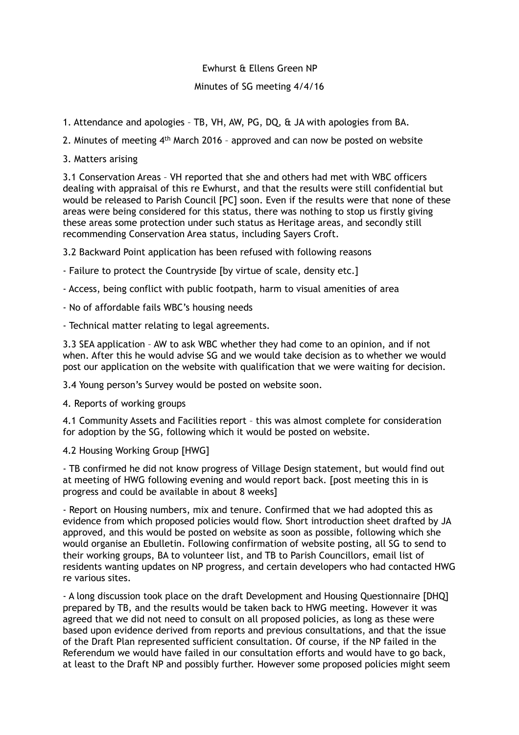Ewhurst & Ellens Green NP

Minutes of SG meeting 4/4/16

1. Attendance and apologies – TB, VH, AW, PG, DQ, & JA with apologies from BA.

2. Minutes of meeting 4th March 2016 – approved and can now be posted on website

3. Matters arising

3.1 Conservation Areas – VH reported that she and others had met with WBC officers dealing with appraisal of this re Ewhurst, and that the results were still confidential but would be released to Parish Council [PC] soon. Even if the results were that none of these areas were being considered for this status, there was nothing to stop us firstly giving these areas some protection under such status as Heritage areas, and secondly still recommending Conservation Area status, including Sayers Croft.

3.2 Backward Point application has been refused with following reasons

- Failure to protect the Countryside [by virtue of scale, density etc.]

- Access, being conflict with public footpath, harm to visual amenities of area

- No of affordable fails WBC's housing needs

- Technical matter relating to legal agreements.

3.3 SEA application – AW to ask WBC whether they had come to an opinion, and if not when. After this he would advise SG and we would take decision as to whether we would post our application on the website with qualification that we were waiting for decision.

3.4 Young person's Survey would be posted on website soon.

4. Reports of working groups

4.1 Community Assets and Facilities report – this was almost complete for consideration for adoption by the SG, following which it would be posted on website.

4.2 Housing Working Group [HWG]

- TB confirmed he did not know progress of Village Design statement, but would find out at meeting of HWG following evening and would report back. [post meeting this in is progress and could be available in about 8 weeks]

- Report on Housing numbers, mix and tenure. Confirmed that we had adopted this as evidence from which proposed policies would flow. Short introduction sheet drafted by JA approved, and this would be posted on website as soon as possible, following which she would organise an Ebulletin. Following confirmation of website posting, all SG to send to their working groups, BA to volunteer list, and TB to Parish Councillors, email list of residents wanting updates on NP progress, and certain developers who had contacted HWG re various sites.

- A long discussion took place on the draft Development and Housing Questionnaire [DHQ] prepared by TB, and the results would be taken back to HWG meeting. However it was agreed that we did not need to consult on all proposed policies, as long as these were based upon evidence derived from reports and previous consultations, and that the issue of the Draft Plan represented sufficient consultation. Of course, if the NP failed in the Referendum we would have failed in our consultation efforts and would have to go back, at least to the Draft NP and possibly further. However some proposed policies might seem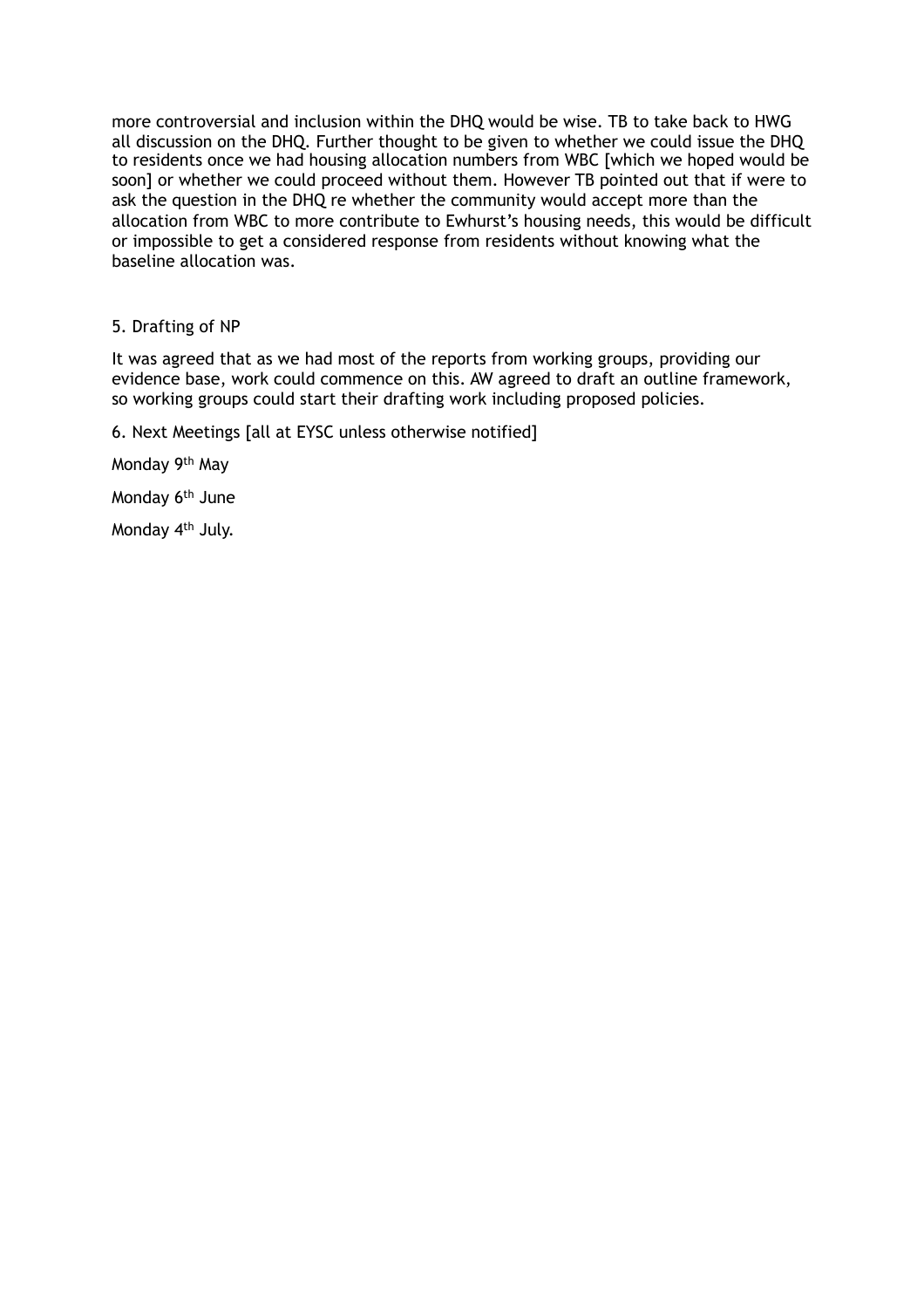more controversial and inclusion within the DHQ would be wise. TB to take back to HWG all discussion on the DHQ. Further thought to be given to whether we could issue the DHQ to residents once we had housing allocation numbers from WBC [which we hoped would be soon] or whether we could proceed without them. However TB pointed out that if were to ask the question in the DHQ re whether the community would accept more than the allocation from WBC to more contribute to Ewhurst's housing needs, this would be difficult or impossible to get a considered response from residents without knowing what the baseline allocation was.

5. Drafting of NP

It was agreed that as we had most of the reports from working groups, providing our evidence base, work could commence on this. AW agreed to draft an outline framework, so working groups could start their drafting work including proposed policies.

6. Next Meetings [all at EYSC unless otherwise notified]

Monday 9th May

Monday 6th June

Monday 4th July.